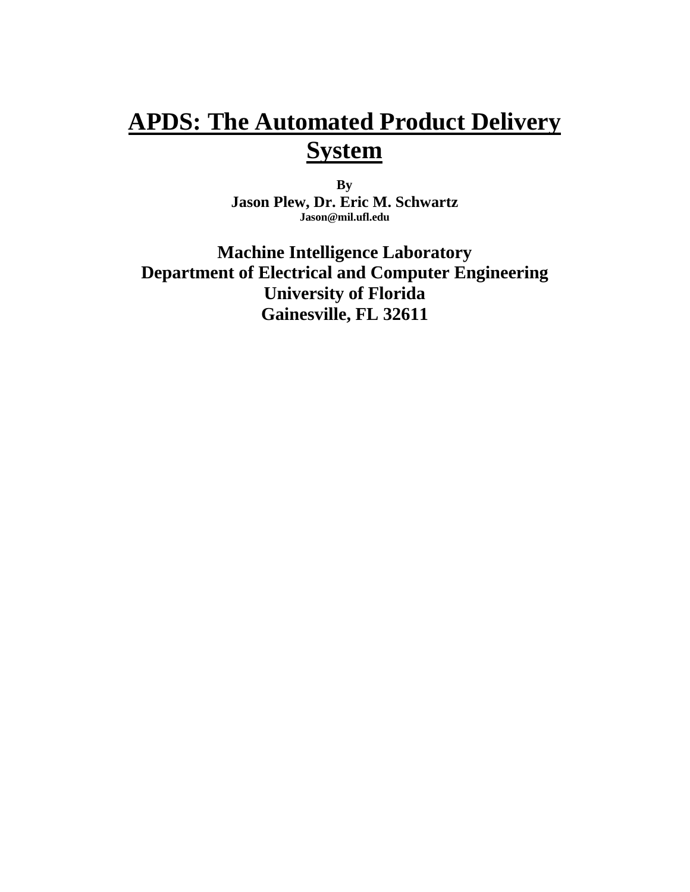# APDS: The Automated Product Delivery System

**By**

**Jason Plew, Dr. Eric M. Schwartz**

**Jason@mil.ufl.edu**

**Machine Intelligence Laboratory**

**Department of Electrical and Computer Engineering**

**University of Florida**

**Gainesville, FL 32611**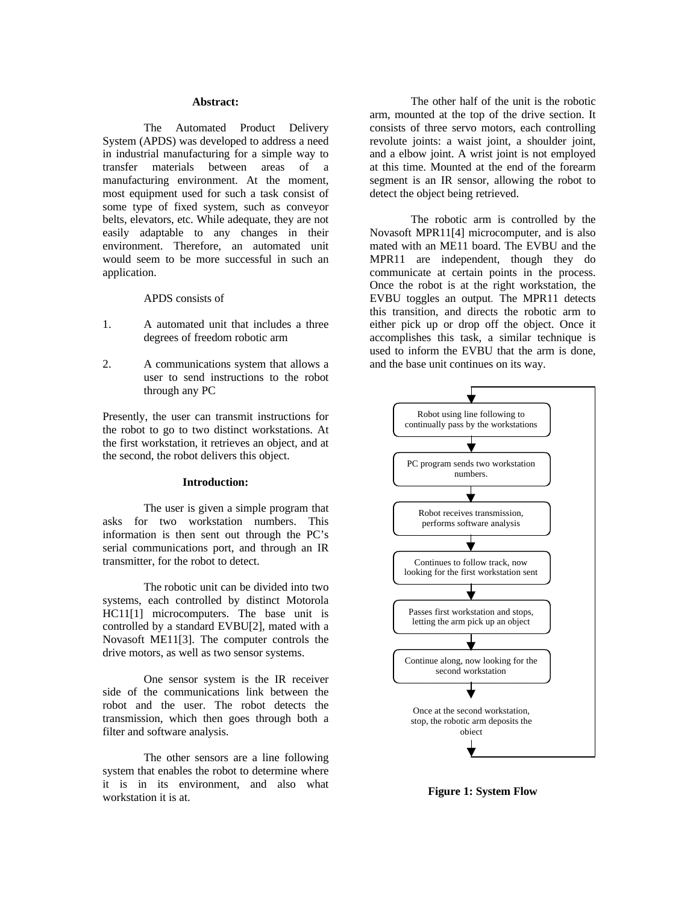**Abstract:**

The Automated Product Delivery System (APDS) was developed to address a need in industrial manufacturing for a simple way to transfer materials between areas of a manufacturing environment. At the moment, most equipment used for such a task consist of some type of fixed system, such as conveyor belts, elevators, etc. While adequate, they are not easily adaptable to any changes in their environment. Therefore, an automated unit would seem to be more successful in such an application.

APDS consists of

1. A automated unit that includes a three degrees of freedom robotic arm
2. A communications system that allows a user to send instructions to the robot through any PC

Presently, the user can transmit instructions for the robot to go to two distinct workstations. At the first workstation, it retrieves an object, and at the second, the robot delivers this object.

**Introduction:**

The user is given a simple program that asks for two workstation numbers. This information is then sent out through the PC's serial communications port, and through an IR transmitter, for the robot to detect.

The robotic unit can be divided into two systems, each controlled by distinct Motorola HC11[1] microcomputers. The base unit is controlled by a standard EVBU[2], mated with a Novasoft ME11[3]. The computer controls the drive motors, as well as two sensor systems.

One sensor system is the IR receiver side of the communications link between the robot and the user. The robot detects the transmission, which then goes through both a filter and software analysis.

The other sensors are a line following system that enables the robot to determine where it is in its environment, and also what workstation it is at.

The other half of the unit is the robotic arm, mounted at the top of the drive section. It consists of three servo motors, each controlling revolute joints: a waist joint, a shoulder joint, and a elbow joint. A wrist joint is not employed at this time. Mounted at the end of the forearm segment is an IR sensor, allowing the robot to detect the object being retrieved.

The robotic arm is controlled by the Novasoft MPR11[4] microcomputer, and is also mated with an ME11 board. The EVBU and the MPR11 are independent, though they do communicate at certain points in the process. Once the robot is at the right workstation, the EVBU toggles an output. The MPR11 detects this transition, and directs the robotic arm to either pick up or drop off the object. Once it accomplishes this task, a similar technique is used to inform the EVBU that the arm is done, and the base unit continues on its way.

Robot using line following to continually pass by the workstations

PC program sends two workstation numbers.

Robot receives transmission, performs software analysis

Continues to follow track, now looking for the first workstation sent

Passes first workstation and stops, letting the arm pick up an object

Continue along, now looking for the second workstation

Once at the second workstation, stop, the robotic arm deposits the object

**Figure 1: System Flow**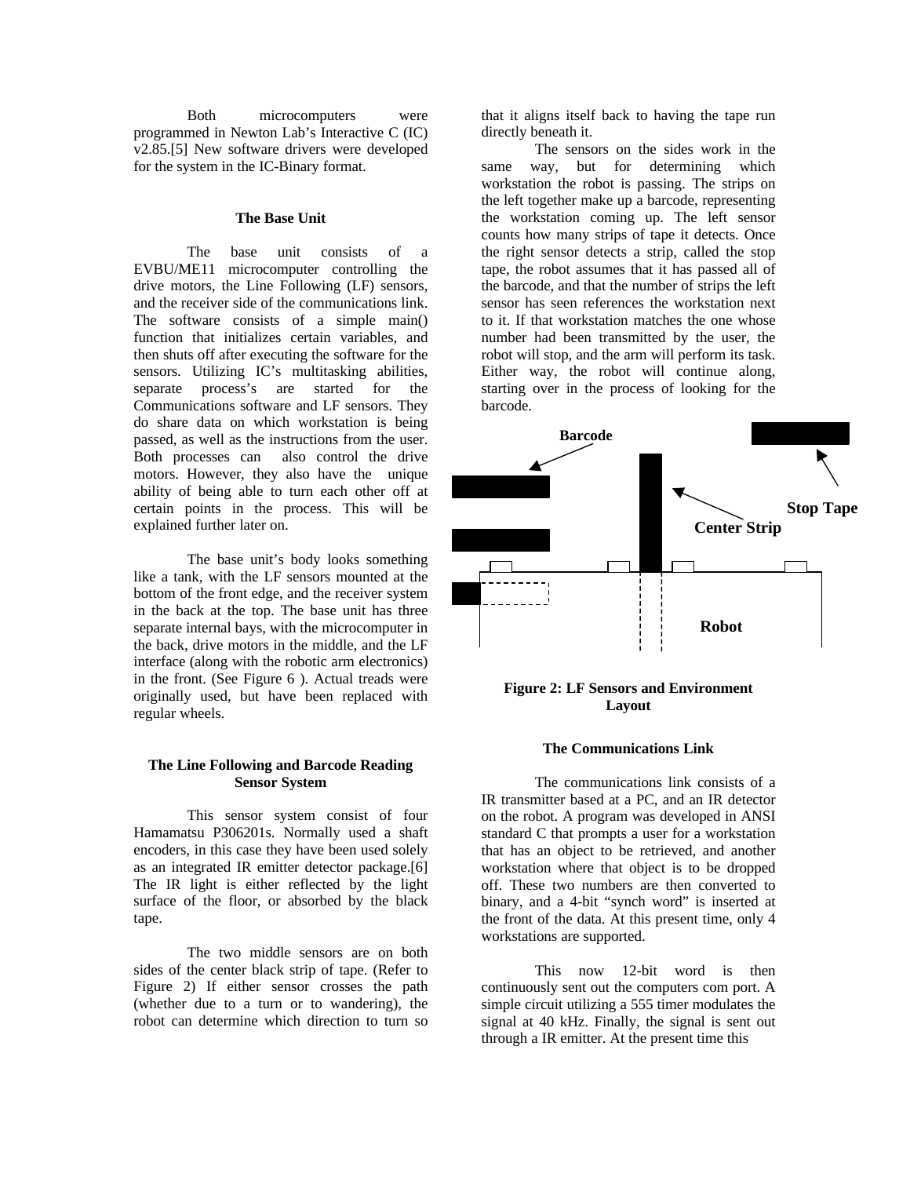Both microcomputers were programmed in Newton Lab's Interactive C (IC) v2.85.[5] New software drivers were developed for the system in the IC-Binary format.

## The Base Unit

The base unit consists of a EVBU/ME11 microcomputer controlling the drive motors, the Line Following (LF) sensors, and the receiver side of the communications link. The software consists of a simple main() function that initializes certain variables, and then shuts off after executing the software for the sensors. Utilizing IC's multitasking abilities, separate process's are started for the Communications software and LF sensors. They do share data on which workstation is being passed, as well as the instructions from the user. Both processes can also control the drive motors. However, they also have the unique ability of being able to turn each other off at certain points in the process. This will be explained further later on.

The base unit's body looks something like a tank, with the LF sensors mounted at the bottom of the front edge, and the receiver system in the back at the top. The base unit has three separate internal bays, with the microcomputer in the back, drive motors in the middle, and the LF interface (along with the robotic arm electronics) in the front. (See Figure 6 ). Actual treads were originally used, but have been replaced with regular wheels.

## The Line Following and Barcode Reading Sensor System

This sensor system consist of four Hamamatsu P306201s. Normally used a shaft encoders, in this case they have been used solely as an integrated IR emitter detector package.[6] The IR light is either reflected by the light surface of the floor, or absorbed by the black tape.

The two middle sensors are on both sides of the center black strip of tape. (Refer to Figure 2) If either sensor crosses the path (whether due to a turn or to wandering), the robot can determine which direction to turn so that it aligns itself back to having the tape run directly beneath it.

The sensors on the sides work in the same way, but for determining which workstation the robot is passing. The strips on the left together make up a barcode, representing the workstation coming up. The left sensor counts how many strips of tape it detects. Once the right sensor detects a strip, called the stop tape, the robot assumes that it has passed all of the barcode, and that the number of strips the left sensor has seen references the workstation next to it. If that workstation matches the one whose number had been transmitted by the user, the robot will stop, and the arm will perform its task. Either way, the robot will continue along, starting over in the process of looking for the barcode.

Barcode

Stop Tape

Center Strip

Robot

**Figure 2: LF Sensors and Environment Layout**

## The Communications Link

The communications link consists of a IR transmitter based at a PC, and an IR detector on the robot. A program was developed in ANSI standard C that prompts a user for a workstation that has an object to be retrieved, and another workstation where that object is to be dropped off. These two numbers are then converted to binary, and a 4-bit "synch word" is inserted at the front of the data. At this present time, only 4 workstations are supported.

This now 12-bit word is then continuously sent out the computers com port. A simple circuit utilizing a 555 timer modulates the signal at 40 kHz. Finally, the signal is sent out through a IR emitter. At the present time this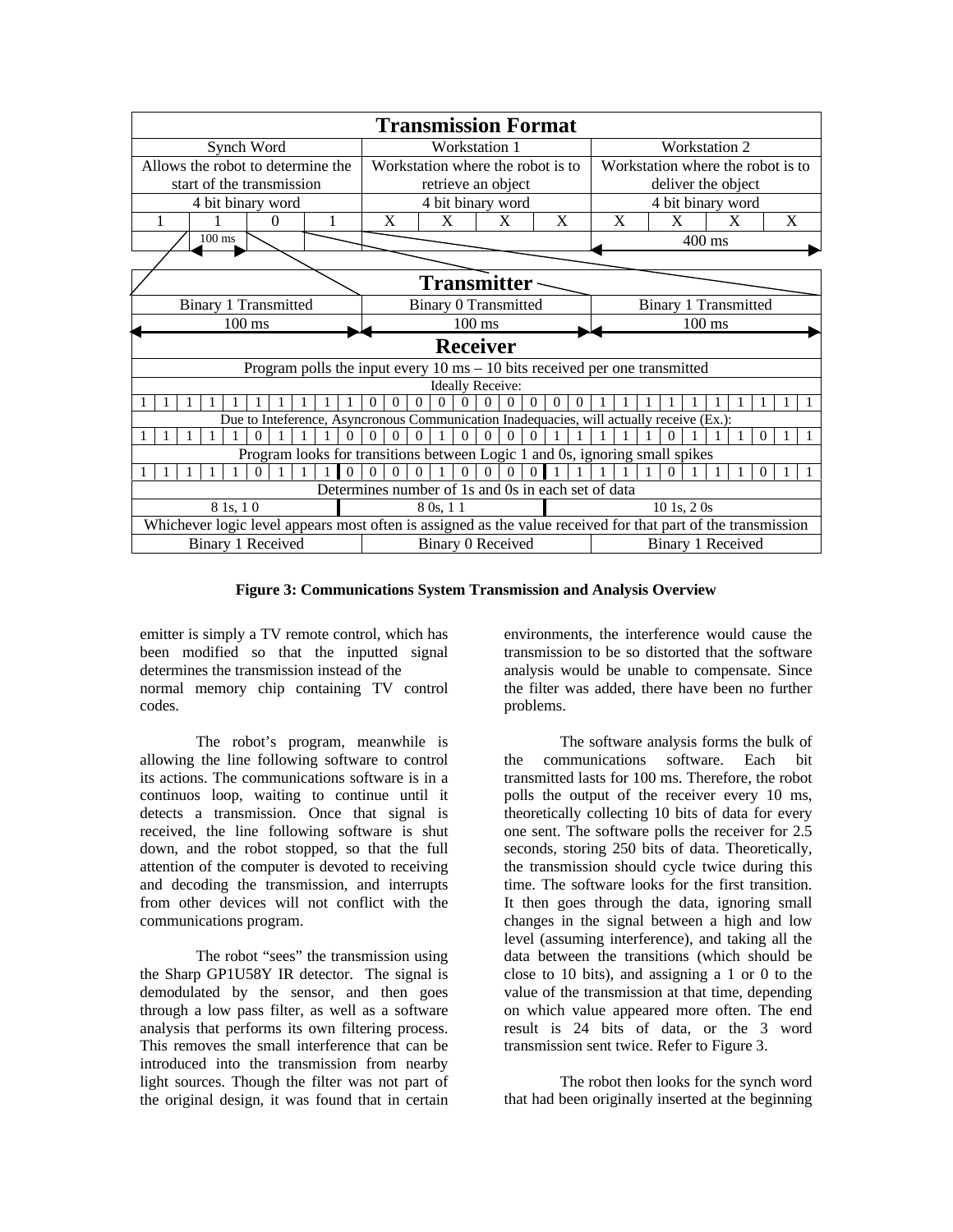| **Transmission Format** | | | | | | | | | | | |
|---|---|---|---|---|---|---|---|---|---|---|---|
| Synch Word | | | | Workstation 1 | | | | Workstation 2 | | | |
| Allows the robot to determine the start of the transmission | | | | Workstation where the robot is to retrieve an object | | | | Workstation where the robot is to deliver the object | | | |
| 4 bit binary word | | | | 4 bit binary word | | | | 4 bit binary word | | | |
| 1 | 1 | 0 | 1 | X | X | X | X | X | X | X | X |
| | 100 ms | | | | | | | 400 ms | | | |

| **Transmitter** | | |
|---|---|---|
| Binary 1 Transmitted | Binary 0 Transmitted | Binary 1 Transmitted |
| 100 ms | 100 ms | 100 ms |

**Receiver**

Program polls the input every 10 ms – 10 bits received per one transmitted

Ideally Receive:

| 1 | 1 | 1 | 1 | 1 | 1 | 1 | 1 | 1 | 1 | 0 | 0 | 0 | 0 | 0 | 0 | 0 | 0 | 0 | 0 | 1 | 1 | 1 | 1 | 1 | 1 | 1 | 1 | 1 | 1 |
|---|---|---|---|---|---|---|---|---|---|---|---|---|---|---|---|---|---|---|---|---|---|---|---|---|---|---|---|---|---|

Due to Inteference, Asyncronous Communication Inadequacies, will actually receive (Ex.):

| 1 | 1 | 1 | 1 | 1 | 0 | 1 | 1 | 1 | 0 | 0 | 0 | 0 | 1 | 0 | 0 | 0 | 0 | 1 | 1 | 1 | 1 | 1 | 0 | 1 | 1 | 1 | 0 | 1 | 1 |
|---|---|---|---|---|---|---|---|---|---|---|---|---|---|---|---|---|---|---|---|---|---|---|---|---|---|---|---|---|---|

Program looks for transitions between Logic 1 and 0s, ignoring small spikes

| 1 | 1 | 1 | 1 | 1 | 0 | 1 | 1 | 1 | 0 | 0 | 0 | 0 | 1 | 0 | 0 | 0 | 0 | 1 | 1 | 1 | 1 | 1 | 0 | 1 | 1 | 1 | 0 | 1 | 1 |
|---|---|---|---|---|---|---|---|---|---|---|---|---|---|---|---|---|---|---|---|---|---|---|---|---|---|---|---|---|---|

Determines number of 1s and 0s in each set of data

| 8 1s, 1 0 | 8 0s, 1 1 | 10 1s, 2 0s |
|---|---|---|

Whichever logic level appears most often is assigned as the value received for that part of the transmission

| Binary 1 Received | Binary 0 Received | Binary 1 Received |
|---|---|---|

**Figure 3: Communications System Transmission and Analysis Overview**

emitter is simply a TV remote control, which has been modified so that the inputted signal determines the transmission instead of the normal memory chip containing TV control codes.

The robot's program, meanwhile is allowing the line following software to control its actions. The communications software is in a continuos loop, waiting to continue until it detects a transmission. Once that signal is received, the line following software is shut down, and the robot stopped, so that the full attention of the computer is devoted to receiving and decoding the transmission, and interrupts from other devices will not conflict with the communications program.

The robot "sees" the transmission using the Sharp GP1U58Y IR detector. The signal is demodulated by the sensor, and then goes through a low pass filter, as well as a software analysis that performs its own filtering process. This removes the small interference that can be introduced into the transmission from nearby light sources. Though the filter was not part of the original design, it was found that in certain environments, the interference would cause the transmission to be so distorted that the software analysis would be unable to compensate. Since the filter was added, there have been no further problems.

The software analysis forms the bulk of the communications software. Each bit transmitted lasts for 100 ms. Therefore, the robot polls the output of the receiver every 10 ms, theoretically collecting 10 bits of data for every one sent. The software polls the receiver for 2.5 seconds, storing 250 bits of data. Theoretically, the transmission should cycle twice during this time. The software looks for the first transition. It then goes through the data, ignoring small changes in the signal between a high and low level (assuming interference), and taking all the data between the transitions (which should be close to 10 bits), and assigning a 1 or 0 to the value of the transmission at that time, depending on which value appeared more often. The end result is 24 bits of data, or the 3 word transmission sent twice. Refer to Figure 3.

The robot then looks for the synch word that had been originally inserted at the beginning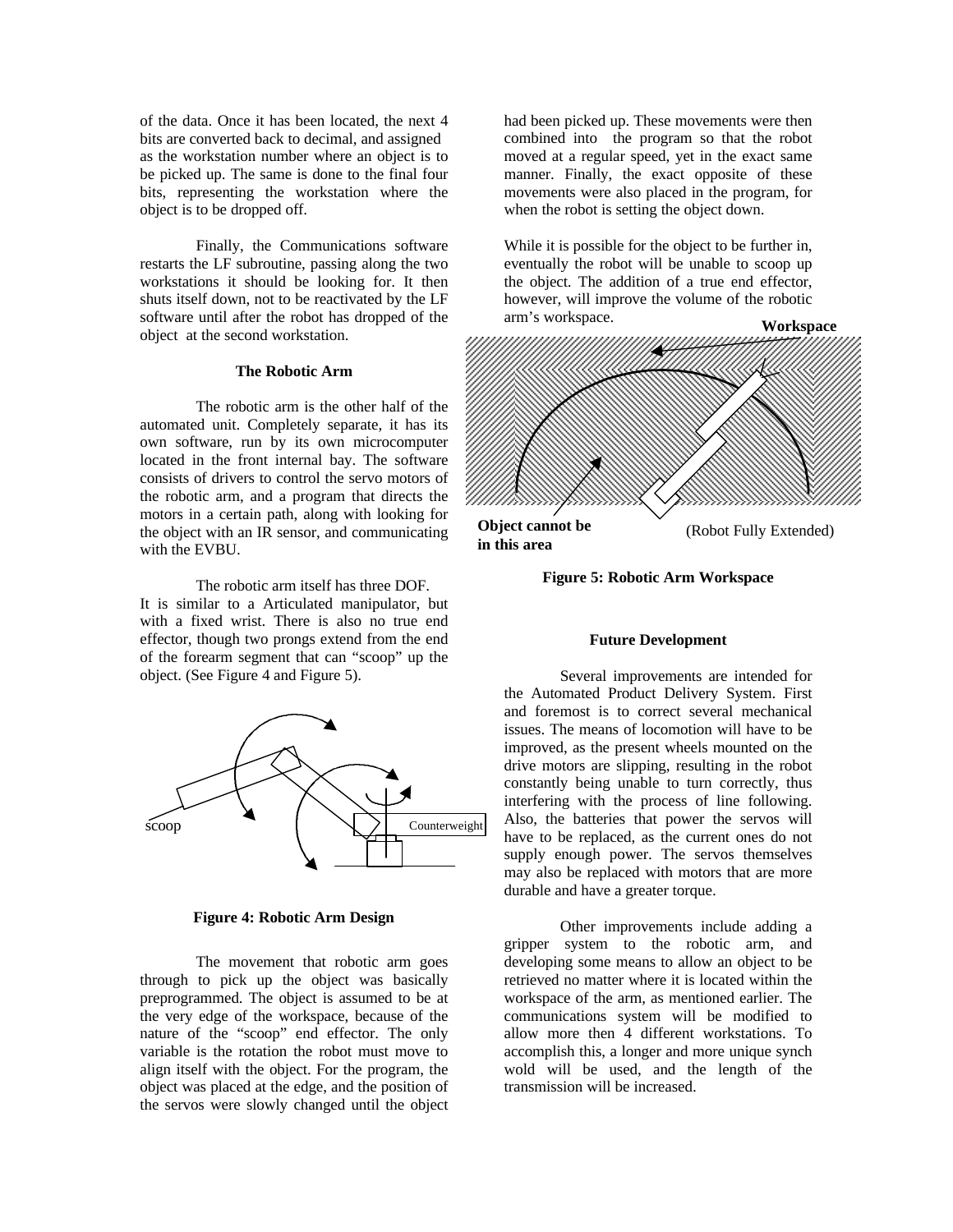of the data. Once it has been located, the next 4 bits are converted back to decimal, and assigned as the workstation number where an object is to be picked up. The same is done to the final four bits, representing the workstation where the object is to be dropped off.

Finally, the Communications software restarts the LF subroutine, passing along the two workstations it should be looking for. It then shuts itself down, not to be reactivated by the LF software until after the robot has dropped of the object at the second workstation.

### The Robotic Arm

The robotic arm is the other half of the automated unit. Completely separate, it has its own software, run by its own microcomputer located in the front internal bay. The software consists of drivers to control the servo motors of the robotic arm, and a program that directs the motors in a certain path, along with looking for the object with an IR sensor, and communicating with the EVBU.

The robotic arm itself has three DOF. It is similar to a Articulated manipulator, but with a fixed wrist. There is also no true end effector, though two prongs extend from the end of the forearm segment that can "scoop" up the object. (See Figure 4 and Figure 5).

scoop

Counterweight

**Figure 4: Robotic Arm Design**

The movement that robotic arm goes through to pick up the object was basically preprogrammed. The object is assumed to be at the very edge of the workspace, because of the nature of the "scoop" end effector. The only variable is the rotation the robot must move to align itself with the object. For the program, the object was placed at the edge, and the position of the servos were slowly changed until the object had been picked up. These movements were then combined into the program so that the robot moved at a regular speed, yet in the exact same manner. Finally, the exact opposite of these movements were also placed in the program, for when the robot is setting the object down.

While it is possible for the object to be further in, eventually the robot will be unable to scoop up the object. The addition of a true end effector, however, will improve the volume of the robotic arm's workspace.

**Workspace**

**Object cannot be in this area**

(Robot Fully Extended)

**Figure 5: Robotic Arm Workspace**

### Future Development

Several improvements are intended for the Automated Product Delivery System. First and foremost is to correct several mechanical issues. The means of locomotion will have to be improved, as the present wheels mounted on the drive motors are slipping, resulting in the robot constantly being unable to turn correctly, thus interfering with the process of line following. Also, the batteries that power the servos will have to be replaced, as the current ones do not supply enough power. The servos themselves may also be replaced with motors that are more durable and have a greater torque.

Other improvements include adding a gripper system to the robotic arm, and developing some means to allow an object to be retrieved no matter where it is located within the workspace of the arm, as mentioned earlier. The communications system will be modified to allow more then 4 different workstations. To accomplish this, a longer and more unique synch wold will be used, and the length of the transmission will be increased.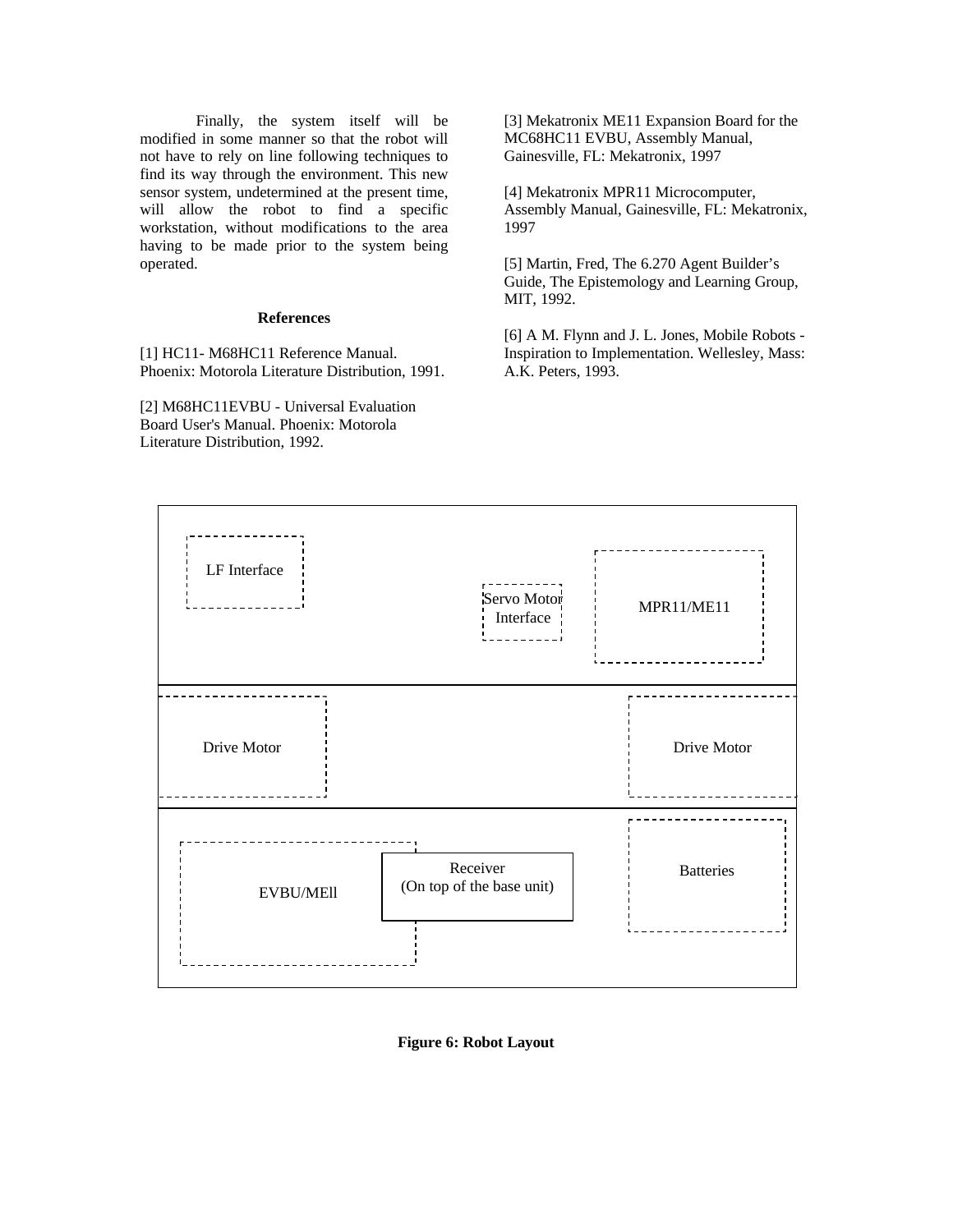Finally, the system itself will be modified in some manner so that the robot will not have to rely on line following techniques to find its way through the environment. This new sensor system, undetermined at the present time, will allow the robot to find a specific workstation, without modifications to the area having to be made prior to the system being operated.

### References

[1] HC11- M68HC11 Reference Manual. Phoenix: Motorola Literature Distribution, 1991.

[2] M68HC11EVBU - Universal Evaluation Board User's Manual. Phoenix: Motorola Literature Distribution, 1992.

[3] Mekatronix ME11 Expansion Board for the MC68HC11 EVBU, Assembly Manual, Gainesville, FL: Mekatronix, 1997

[4] Mekatronix MPR11 Microcomputer, Assembly Manual, Gainesville, FL: Mekatronix, 1997

[5] Martin, Fred, The 6.270 Agent Builder's Guide, The Epistemology and Learning Group, MIT, 1992.

[6] A M. Flynn and J. L. Jones, Mobile Robots - Inspiration to Implementation. Wellesley, Mass: A.K. Peters, 1993.

LF Interface

Servo Motor Interface

MPR11/ME11

Drive Motor

Drive Motor

EVBU/MEll

Receiver (On top of the base unit)

Batteries

**Figure 6: Robot Layout**